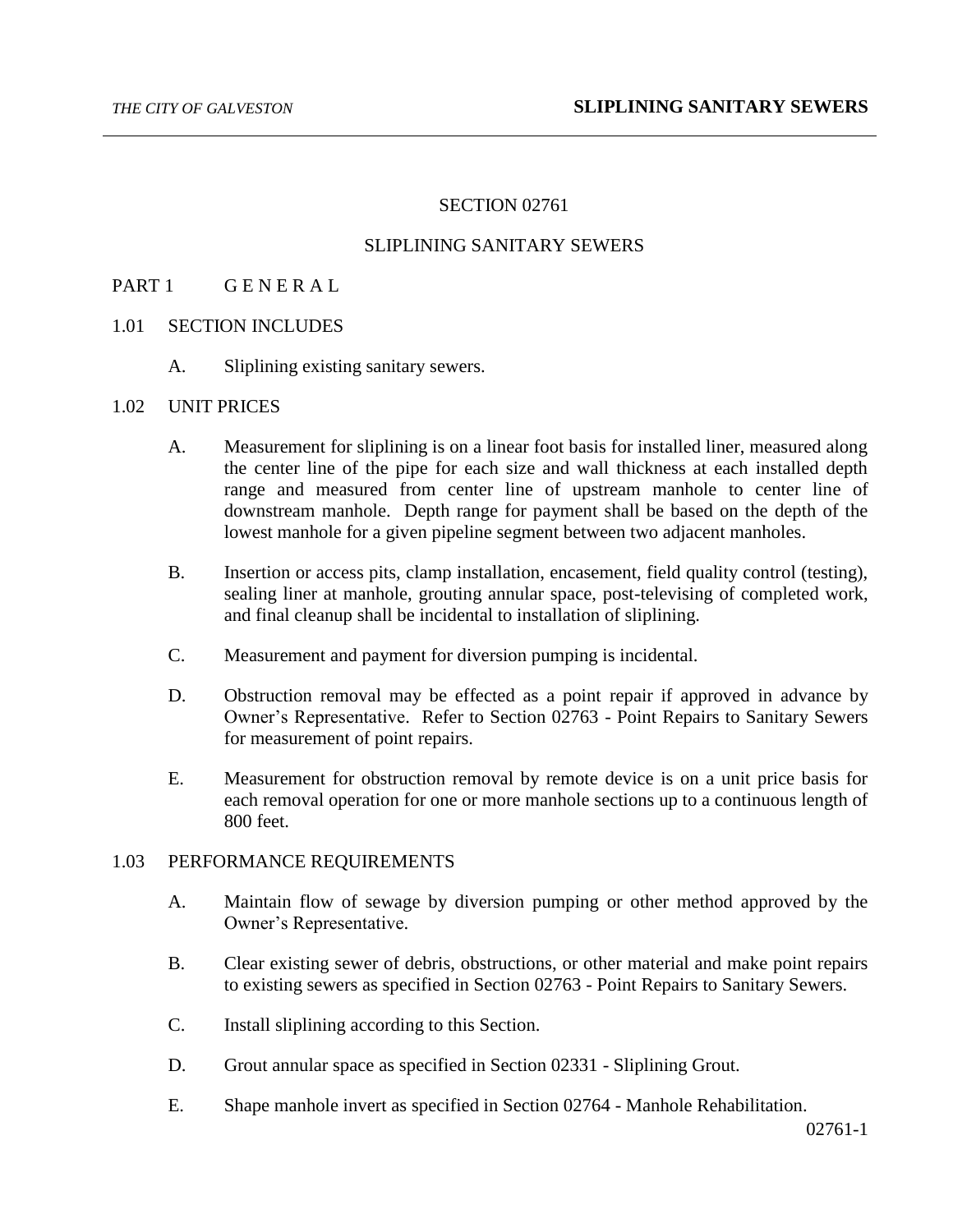# SECTION 02761

# SLIPLINING SANITARY SEWERS

## PART 1 G E N E R A L

### 1.01 SECTION INCLUDES

A. Sliplining existing sanitary sewers.

### 1.02 UNIT PRICES

A. Measurement for sliplining is on a linear foot basis for installed liner, measured along the center line of the pipe for each size and wall thickness at each installed depth range and measured from center line of upstream manhole to center line of downstream manhole. Depth range for payment shall be based on the depth of the lowest manhole for a given pipeline segment between two adjacent manholes.

B. Insertion or access pits, clamp installation, encasement, field quality control (testing), sealing liner at manhole, grouting annular space, post-televising of completed work, and final cleanup shall be incidental to installation of sliplining.

C. Measurement and payment for diversion pumping is incidental.

D. Obstruction removal may be effected as a point repair if approved in advance by Owner's Representative. Refer to Section 02763 - Point Repairs to Sanitary Sewers for measurement of point repairs.

E. Measurement for obstruction removal by remote device is on a unit price basis for each removal operation for one or more manhole sections up to a continuous length of 800 feet.

### 1.03 PERFORMANCE REQUIREMENTS

A. Maintain flow of sewage by diversion pumping or other method approved by the Owner's Representative.

B. Clear existing sewer of debris, obstructions, or other material and make point repairs to existing sewers as specified in Section 02763 - Point Repairs to Sanitary Sewers.

C. Install sliplining according to this Section.

D. Grout annular space as specified in Section 02331 - Sliplining Grout.

E. Shape manhole invert as specified in Section 02764 - Manhole Rehabilitation.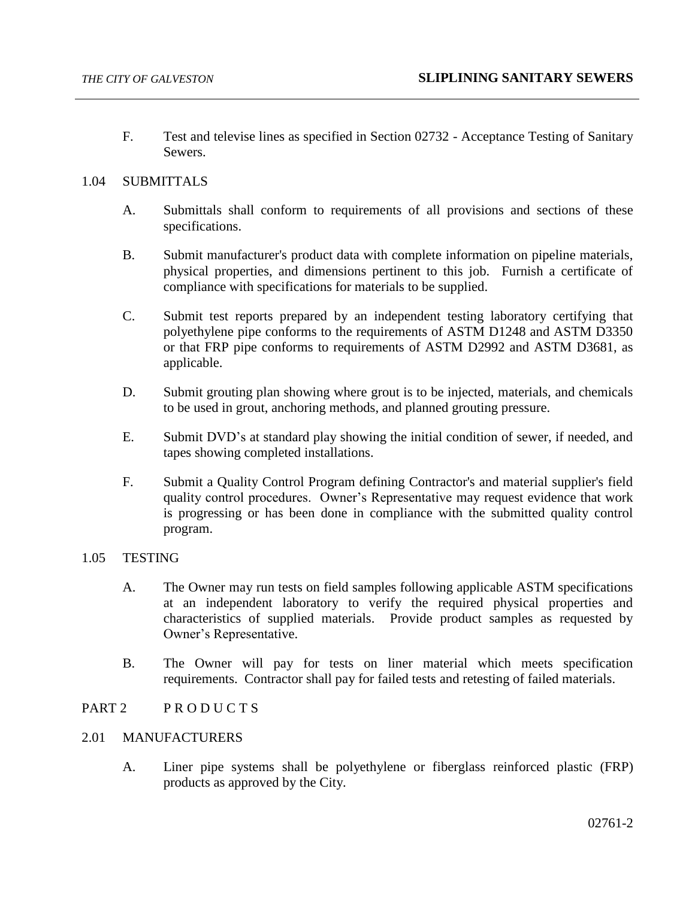F. Test and televise lines as specified in Section 02732 - Acceptance Testing of Sanitary Sewers.

## 1.04 SUBMITTALS

A. Submittals shall conform to requirements of all provisions and sections of these specifications.

B. Submit manufacturer's product data with complete information on pipeline materials, physical properties, and dimensions pertinent to this job. Furnish a certificate of compliance with specifications for materials to be supplied.

C. Submit test reports prepared by an independent testing laboratory certifying that polyethylene pipe conforms to the requirements of ASTM D1248 and ASTM D3350 or that FRP pipe conforms to requirements of ASTM D2992 and ASTM D3681, as applicable.

D. Submit grouting plan showing where grout is to be injected, materials, and chemicals to be used in grout, anchoring methods, and planned grouting pressure.

E. Submit DVD's at standard play showing the initial condition of sewer, if needed, and tapes showing completed installations.

F. Submit a Quality Control Program defining Contractor's and material supplier's field quality control procedures. Owner's Representative may request evidence that work is progressing or has been done in compliance with the submitted quality control program.

## 1.05 TESTING

A. The Owner may run tests on field samples following applicable ASTM specifications at an independent laboratory to verify the required physical properties and characteristics of supplied materials. Provide product samples as requested by Owner's Representative.

B. The Owner will pay for tests on liner material which meets specification requirements. Contractor shall pay for failed tests and retesting of failed materials.

# PART 2 P R O D U C T S

## 2.01 MANUFACTURERS

A. Liner pipe systems shall be polyethylene or fiberglass reinforced plastic (FRP) products as approved by the City.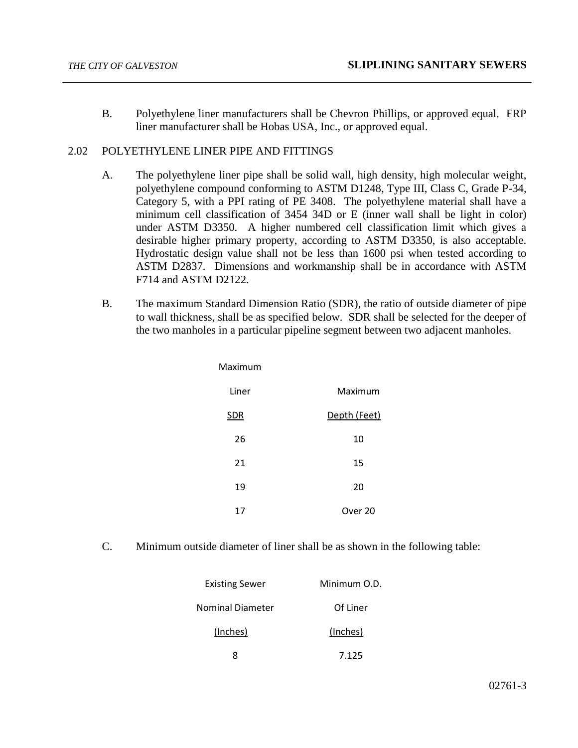B. Polyethylene liner manufacturers shall be Chevron Phillips, or approved equal. FRP liner manufacturer shall be Hobas USA, Inc., or approved equal.

2.02 POLYETHYLENE LINER PIPE AND FITTINGS

A. The polyethylene liner pipe shall be solid wall, high density, high molecular weight, polyethylene compound conforming to ASTM D1248, Type III, Class C, Grade P-34, Category 5, with a PPI rating of PE 3408. The polyethylene material shall have a minimum cell classification of 3454 34D or E (inner wall shall be light in color) under ASTM D3350. A higher numbered cell classification limit which gives a desirable higher primary property, according to ASTM D3350, is also acceptable. Hydrostatic design value shall not be less than 1600 psi when tested according to ASTM D2837. Dimensions and workmanship shall be in accordance with ASTM F714 and ASTM D2122.

B. The maximum Standard Dimension Ratio (SDR), the ratio of outside diameter of pipe to wall thickness, shall be as specified below. SDR shall be selected for the deeper of the two manholes in a particular pipeline segment between two adjacent manholes.

| Maximum Liner SDR | Maximum Depth (Feet) |
|---|---|
| 26 | 10 |
| 21 | 15 |
| 19 | 20 |
| 17 | Over 20 |

C. Minimum outside diameter of liner shall be as shown in the following table:

| Existing Sewer Nominal Diameter (Inches) | Minimum O.D. Of Liner (Inches) |
|---|---|
| 8 | 7.125 |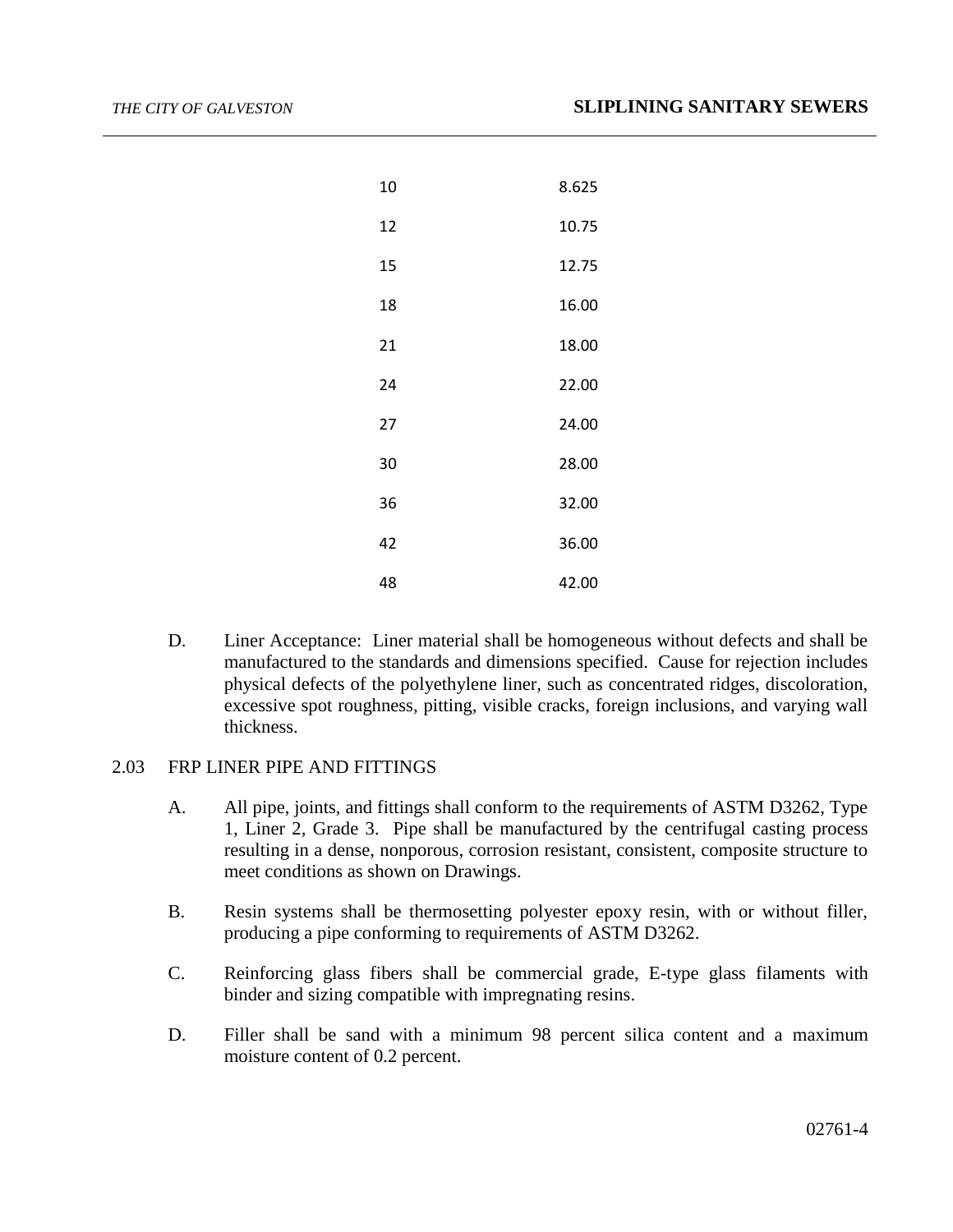| | |
|---|---|
| 10 | 8.625 |
| 12 | 10.75 |
| 15 | 12.75 |
| 18 | 16.00 |
| 21 | 18.00 |
| 24 | 22.00 |
| 27 | 24.00 |
| 30 | 28.00 |
| 36 | 32.00 |
| 42 | 36.00 |
| 48 | 42.00 |

D. Liner Acceptance: Liner material shall be homogeneous without defects and shall be manufactured to the standards and dimensions specified. Cause for rejection includes physical defects of the polyethylene liner, such as concentrated ridges, discoloration, excessive spot roughness, pitting, visible cracks, foreign inclusions, and varying wall thickness.

## 2.03 FRP LINER PIPE AND FITTINGS

A. All pipe, joints, and fittings shall conform to the requirements of ASTM D3262, Type 1, Liner 2, Grade 3. Pipe shall be manufactured by the centrifugal casting process resulting in a dense, nonporous, corrosion resistant, consistent, composite structure to meet conditions as shown on Drawings.

B. Resin systems shall be thermosetting polyester epoxy resin, with or without filler, producing a pipe conforming to requirements of ASTM D3262.

C. Reinforcing glass fibers shall be commercial grade, E-type glass filaments with binder and sizing compatible with impregnating resins.

D. Filler shall be sand with a minimum 98 percent silica content and a maximum moisture content of 0.2 percent.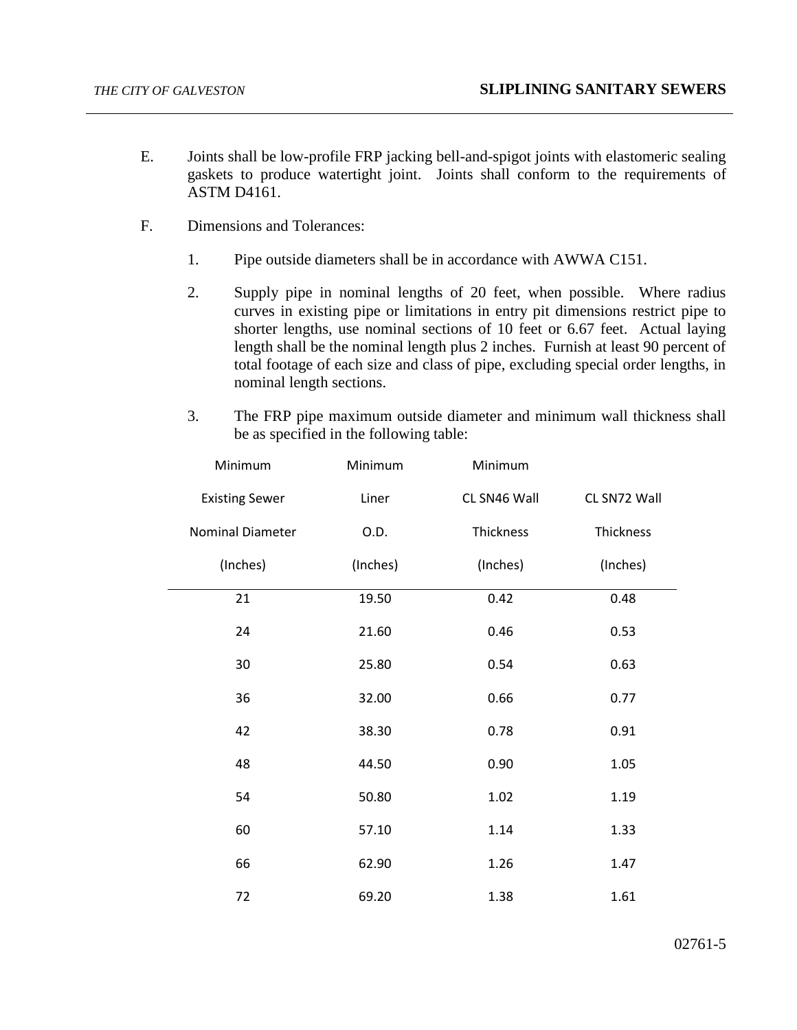E. Joints shall be low-profile FRP jacking bell-and-spigot joints with elastomeric sealing gaskets to produce watertight joint. Joints shall conform to the requirements of ASTM D4161.

F. Dimensions and Tolerances:

1. Pipe outside diameters shall be in accordance with AWWA C151.

2. Supply pipe in nominal lengths of 20 feet, when possible. Where radius curves in existing pipe or limitations in entry pit dimensions restrict pipe to shorter lengths, use nominal sections of 10 feet or 6.67 feet. Actual laying length shall be the nominal length plus 2 inches. Furnish at least 90 percent of total footage of each size and class of pipe, excluding special order lengths, in nominal length sections.

3. The FRP pipe maximum outside diameter and minimum wall thickness shall be as specified in the following table:

| Minimum Existing Sewer Nominal Diameter (Inches) | Minimum Liner O.D. (Inches) | Minimum CL SN46 Wall Thickness (Inches) | CL SN72 Wall Thickness (Inches) |
|---|---|---|---|
| 21 | 19.50 | 0.42 | 0.48 |
| 24 | 21.60 | 0.46 | 0.53 |
| 30 | 25.80 | 0.54 | 0.63 |
| 36 | 32.00 | 0.66 | 0.77 |
| 42 | 38.30 | 0.78 | 0.91 |
| 48 | 44.50 | 0.90 | 1.05 |
| 54 | 50.80 | 1.02 | 1.19 |
| 60 | 57.10 | 1.14 | 1.33 |
| 66 | 62.90 | 1.26 | 1.47 |
| 72 | 69.20 | 1.38 | 1.61 |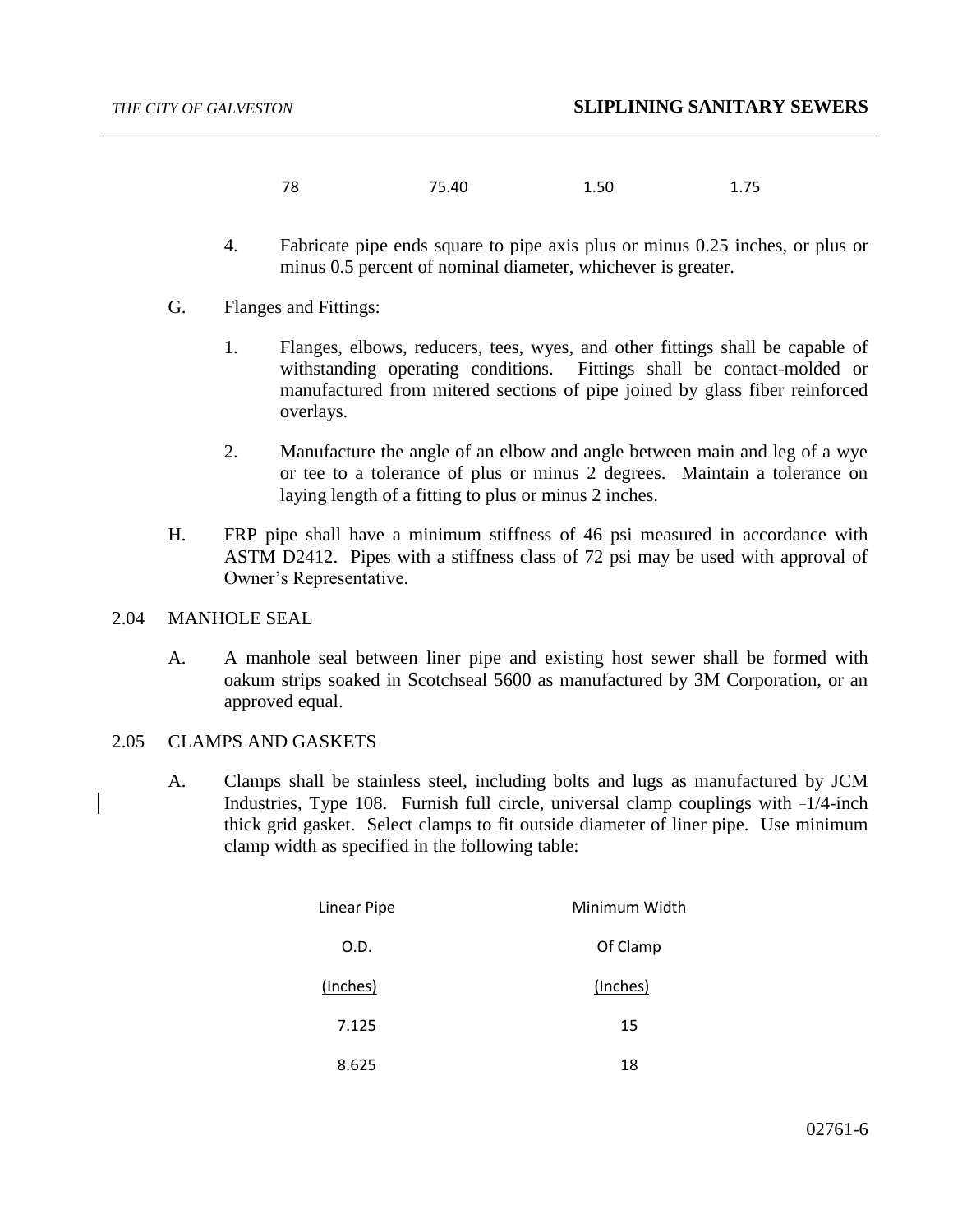| 78 | 75.40 | 1.50 | 1.75 |
|---|---|---|---|

4. Fabricate pipe ends square to pipe axis plus or minus 0.25 inches, or plus or minus 0.5 percent of nominal diameter, whichever is greater.

G. Flanges and Fittings:

1. Flanges, elbows, reducers, tees, wyes, and other fittings shall be capable of withstanding operating conditions. Fittings shall be contact-molded or manufactured from mitered sections of pipe joined by glass fiber reinforced overlays.

2. Manufacture the angle of an elbow and angle between main and leg of a wye or tee to a tolerance of plus or minus 2 degrees. Maintain a tolerance on laying length of a fitting to plus or minus 2 inches.

H. FRP pipe shall have a minimum stiffness of 46 psi measured in accordance with ASTM D2412. Pipes with a stiffness class of 72 psi may be used with approval of Owner's Representative.

## 2.04 MANHOLE SEAL

A. A manhole seal between liner pipe and existing host sewer shall be formed with oakum strips soaked in Scotchseal 5600 as manufactured by 3M Corporation, or an approved equal.

## 2.05 CLAMPS AND GASKETS

A. Clamps shall be stainless steel, including bolts and lugs as manufactured by JCM Industries, Type 108. Furnish full circle, universal clamp couplings with 1/4-inch thick grid gasket. Select clamps to fit outside diameter of liner pipe. Use minimum clamp width as specified in the following table:

| Linear Pipe O.D. (Inches) | Minimum Width Of Clamp (Inches) |
|---|---|
| 7.125 | 15 |
| 8.625 | 18 |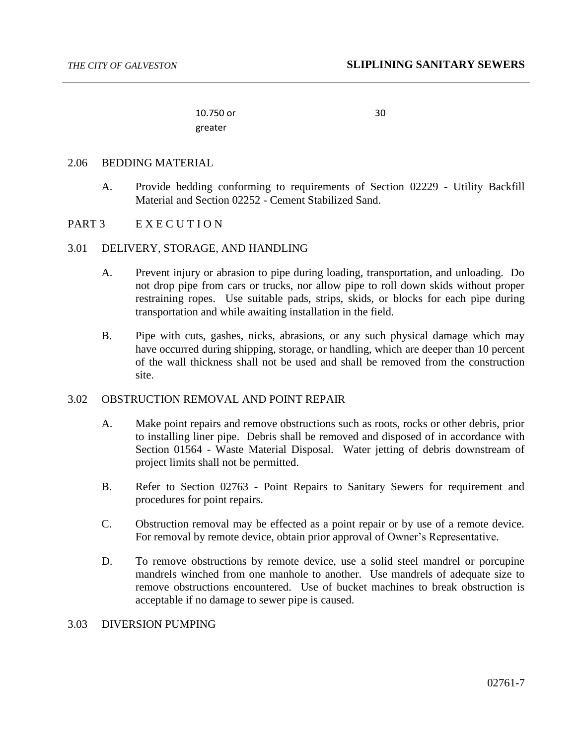| | |
|---|---|
| 10.750 or greater | 30 |

## 2.06 BEDDING MATERIAL

A. Provide bedding conforming to requirements of Section 02229 - Utility Backfill Material and Section 02252 - Cement Stabilized Sand.

# PART 3 EXECUTION

## 3.01 DELIVERY, STORAGE, AND HANDLING

A. Prevent injury or abrasion to pipe during loading, transportation, and unloading. Do not drop pipe from cars or trucks, nor allow pipe to roll down skids without proper restraining ropes. Use suitable pads, strips, skids, or blocks for each pipe during transportation and while awaiting installation in the field.

B. Pipe with cuts, gashes, nicks, abrasions, or any such physical damage which may have occurred during shipping, storage, or handling, which are deeper than 10 percent of the wall thickness shall not be used and shall be removed from the construction site.

## 3.02 OBSTRUCTION REMOVAL AND POINT REPAIR

A. Make point repairs and remove obstructions such as roots, rocks or other debris, prior to installing liner pipe. Debris shall be removed and disposed of in accordance with Section 01564 - Waste Material Disposal. Water jetting of debris downstream of project limits shall not be permitted.

B. Refer to Section 02763 - Point Repairs to Sanitary Sewers for requirement and procedures for point repairs.

C. Obstruction removal may be effected as a point repair or by use of a remote device. For removal by remote device, obtain prior approval of Owner's Representative.

D. To remove obstructions by remote device, use a solid steel mandrel or porcupine mandrels winched from one manhole to another. Use mandrels of adequate size to remove obstructions encountered. Use of bucket machines to break obstruction is acceptable if no damage to sewer pipe is caused.

## 3.03 DIVERSION PUMPING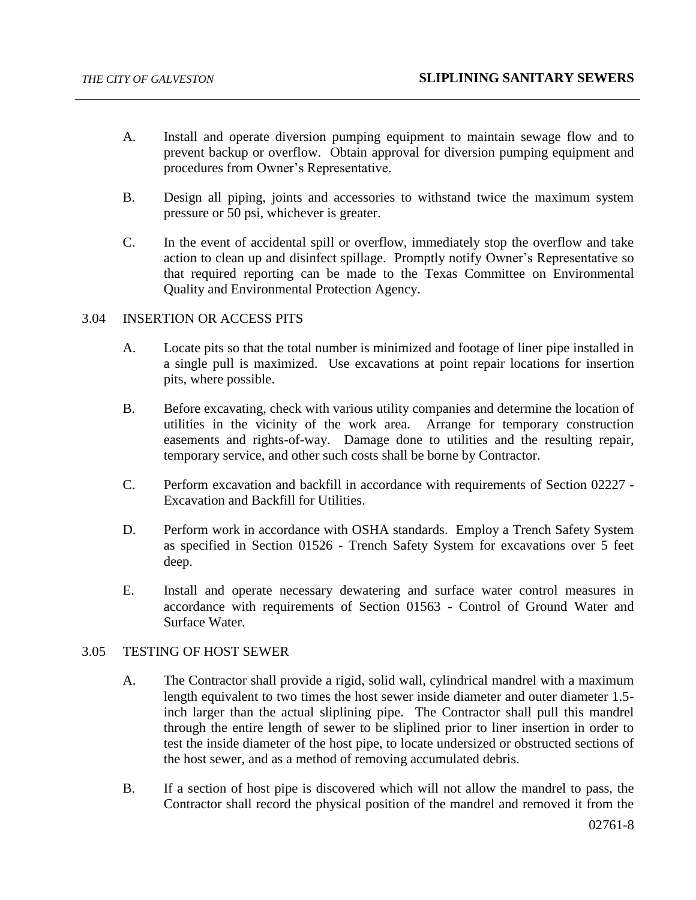A. Install and operate diversion pumping equipment to maintain sewage flow and to prevent backup or overflow. Obtain approval for diversion pumping equipment and procedures from Owner's Representative.

B. Design all piping, joints and accessories to withstand twice the maximum system pressure or 50 psi, whichever is greater.

C. In the event of accidental spill or overflow, immediately stop the overflow and take action to clean up and disinfect spillage. Promptly notify Owner's Representative so that required reporting can be made to the Texas Committee on Environmental Quality and Environmental Protection Agency.

## 3.04 INSERTION OR ACCESS PITS

A. Locate pits so that the total number is minimized and footage of liner pipe installed in a single pull is maximized. Use excavations at point repair locations for insertion pits, where possible.

B. Before excavating, check with various utility companies and determine the location of utilities in the vicinity of the work area. Arrange for temporary construction easements and rights-of-way. Damage done to utilities and the resulting repair, temporary service, and other such costs shall be borne by Contractor.

C. Perform excavation and backfill in accordance with requirements of Section 02227 - Excavation and Backfill for Utilities.

D. Perform work in accordance with OSHA standards. Employ a Trench Safety System as specified in Section 01526 - Trench Safety System for excavations over 5 feet deep.

E. Install and operate necessary dewatering and surface water control measures in accordance with requirements of Section 01563 - Control of Ground Water and Surface Water.

## 3.05 TESTING OF HOST SEWER

A. The Contractor shall provide a rigid, solid wall, cylindrical mandrel with a maximum length equivalent to two times the host sewer inside diameter and outer diameter 1.5-inch larger than the actual sliplining pipe. The Contractor shall pull this mandrel through the entire length of sewer to be sliplined prior to liner insertion in order to test the inside diameter of the host pipe, to locate undersized or obstructed sections of the host sewer, and as a method of removing accumulated debris.

B. If a section of host pipe is discovered which will not allow the mandrel to pass, the Contractor shall record the physical position of the mandrel and removed it from the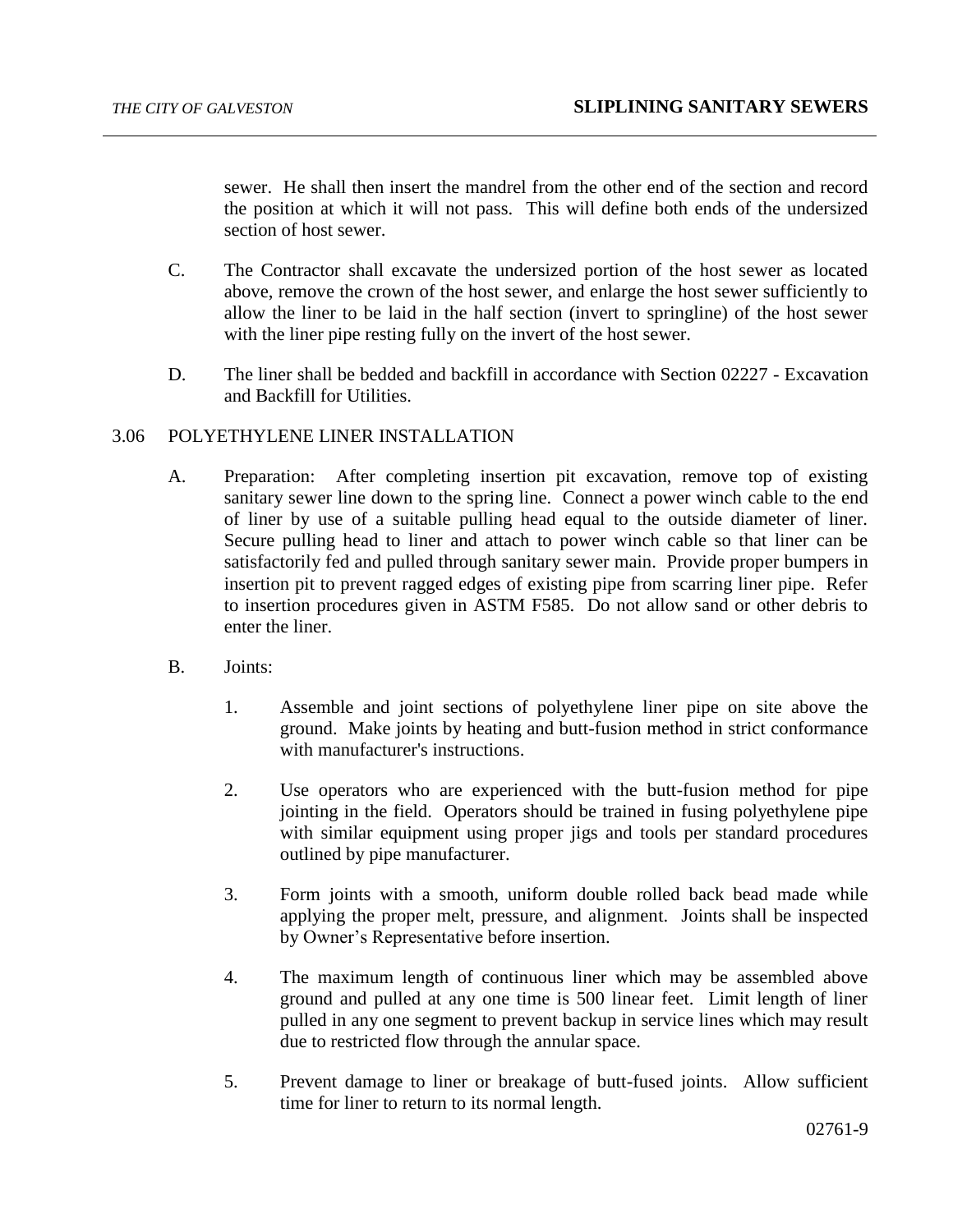sewer. He shall then insert the mandrel from the other end of the section and record the position at which it will not pass. This will define both ends of the undersized section of host sewer.

C. The Contractor shall excavate the undersized portion of the host sewer as located above, remove the crown of the host sewer, and enlarge the host sewer sufficiently to allow the liner to be laid in the half section (invert to springline) of the host sewer with the liner pipe resting fully on the invert of the host sewer.

D. The liner shall be bedded and backfill in accordance with Section 02227 - Excavation and Backfill for Utilities.

## 3.06 POLYETHYLENE LINER INSTALLATION

A. Preparation: After completing insertion pit excavation, remove top of existing sanitary sewer line down to the spring line. Connect a power winch cable to the end of liner by use of a suitable pulling head equal to the outside diameter of liner. Secure pulling head to liner and attach to power winch cable so that liner can be satisfactorily fed and pulled through sanitary sewer main. Provide proper bumpers in insertion pit to prevent ragged edges of existing pipe from scarring liner pipe. Refer to insertion procedures given in ASTM F585. Do not allow sand or other debris to enter the liner.

B. Joints:

1. Assemble and joint sections of polyethylene liner pipe on site above the ground. Make joints by heating and butt-fusion method in strict conformance with manufacturer's instructions.

2. Use operators who are experienced with the butt-fusion method for pipe jointing in the field. Operators should be trained in fusing polyethylene pipe with similar equipment using proper jigs and tools per standard procedures outlined by pipe manufacturer.

3. Form joints with a smooth, uniform double rolled back bead made while applying the proper melt, pressure, and alignment. Joints shall be inspected by Owner's Representative before insertion.

4. The maximum length of continuous liner which may be assembled above ground and pulled at any one time is 500 linear feet. Limit length of liner pulled in any one segment to prevent backup in service lines which may result due to restricted flow through the annular space.

5. Prevent damage to liner or breakage of butt-fused joints. Allow sufficient time for liner to return to its normal length.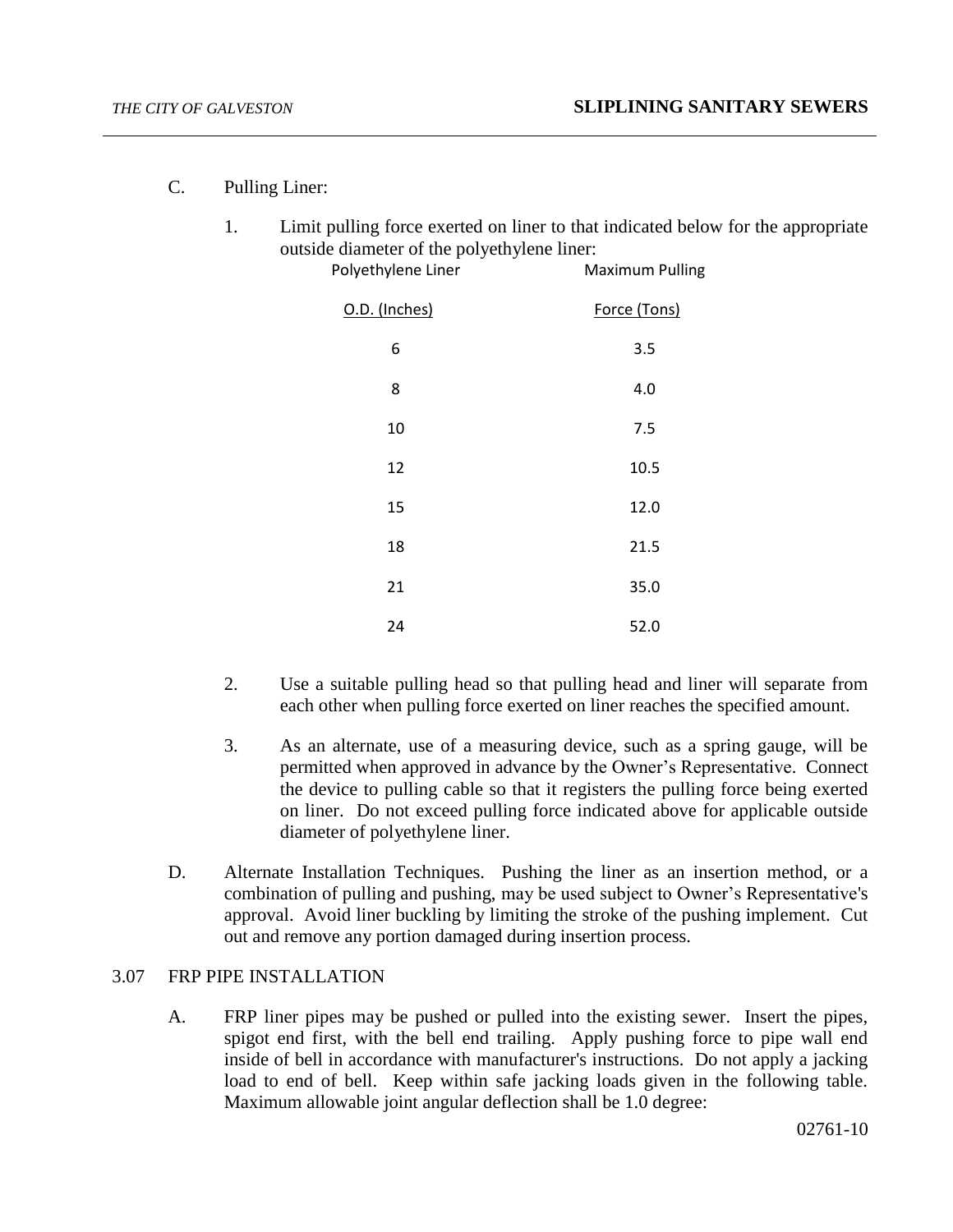C. Pulling Liner:

1. Limit pulling force exerted on liner to that indicated below for the appropriate outside diameter of the polyethylene liner:

| Polyethylene Liner O.D. (Inches) | Maximum Pulling Force (Tons) |
|---|---|
| 6 | 3.5 |
| 8 | 4.0 |
| 10 | 7.5 |
| 12 | 10.5 |
| 15 | 12.0 |
| 18 | 21.5 |
| 21 | 35.0 |
| 24 | 52.0 |

2. Use a suitable pulling head so that pulling head and liner will separate from each other when pulling force exerted on liner reaches the specified amount.

3. As an alternate, use of a measuring device, such as a spring gauge, will be permitted when approved in advance by the Owner's Representative. Connect the device to pulling cable so that it registers the pulling force being exerted on liner. Do not exceed pulling force indicated above for applicable outside diameter of polyethylene liner.

D. Alternate Installation Techniques. Pushing the liner as an insertion method, or a combination of pulling and pushing, may be used subject to Owner's Representative's approval. Avoid liner buckling by limiting the stroke of the pushing implement. Cut out and remove any portion damaged during insertion process.

3.07 FRP PIPE INSTALLATION

A. FRP liner pipes may be pushed or pulled into the existing sewer. Insert the pipes, spigot end first, with the bell end trailing. Apply pushing force to pipe wall end inside of bell in accordance with manufacturer's instructions. Do not apply a jacking load to end of bell. Keep within safe jacking loads given in the following table. Maximum allowable joint angular deflection shall be 1.0 degree: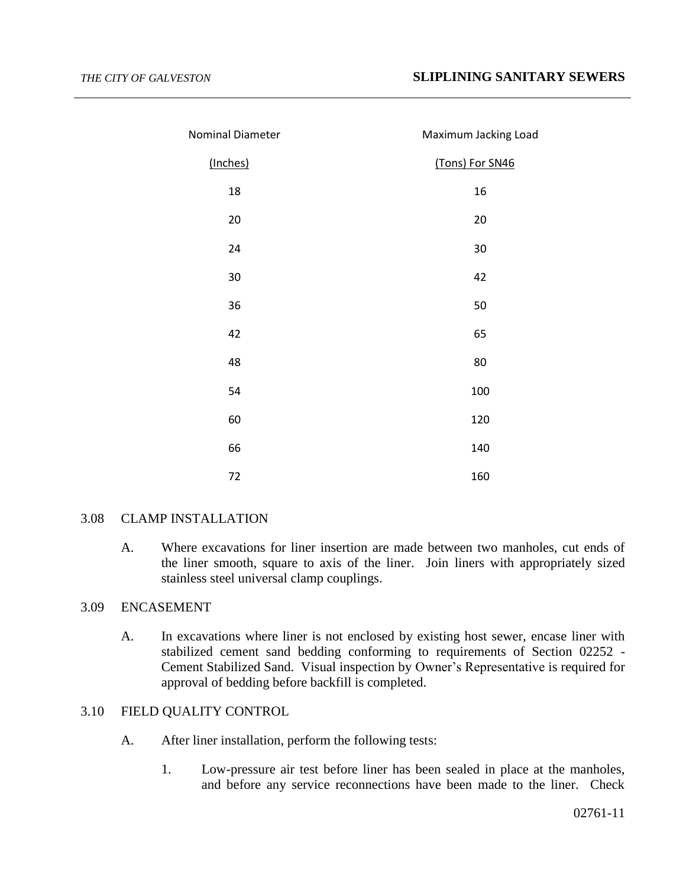| Nominal Diameter (Inches) | Maximum Jacking Load (Tons) For SN46 |
|---|---|
| 18 | 16 |
| 20 | 20 |
| 24 | 30 |
| 30 | 42 |
| 36 | 50 |
| 42 | 65 |
| 48 | 80 |
| 54 | 100 |
| 60 | 120 |
| 66 | 140 |
| 72 | 160 |

3.08 CLAMP INSTALLATION

A. Where excavations for liner insertion are made between two manholes, cut ends of the liner smooth, square to axis of the liner. Join liners with appropriately sized stainless steel universal clamp couplings.

3.09 ENCASEMENT

A. In excavations where liner is not enclosed by existing host sewer, encase liner with stabilized cement sand bedding conforming to requirements of Section 02252 - Cement Stabilized Sand. Visual inspection by Owner's Representative is required for approval of bedding before backfill is completed.

3.10 FIELD QUALITY CONTROL

A. After liner installation, perform the following tests:

1. Low-pressure air test before liner has been sealed in place at the manholes, and before any service reconnections have been made to the liner. Check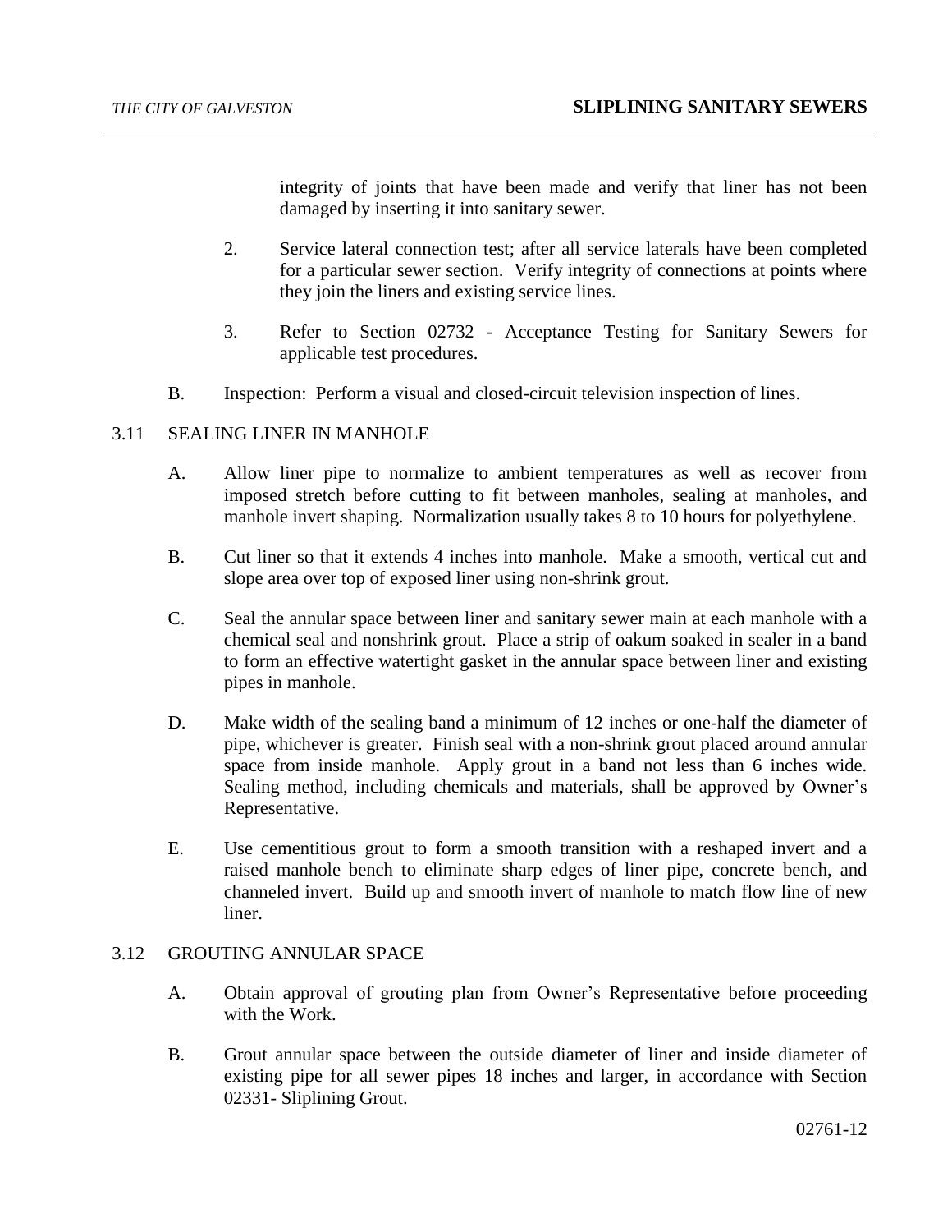integrity of joints that have been made and verify that liner has not been damaged by inserting it into sanitary sewer.

2. Service lateral connection test; after all service laterals have been completed for a particular sewer section. Verify integrity of connections at points where they join the liners and existing service lines.

3. Refer to Section 02732 - Acceptance Testing for Sanitary Sewers for applicable test procedures.

B. Inspection: Perform a visual and closed-circuit television inspection of lines.

## 3.11 SEALING LINER IN MANHOLE

A. Allow liner pipe to normalize to ambient temperatures as well as recover from imposed stretch before cutting to fit between manholes, sealing at manholes, and manhole invert shaping. Normalization usually takes 8 to 10 hours for polyethylene.

B. Cut liner so that it extends 4 inches into manhole. Make a smooth, vertical cut and slope area over top of exposed liner using non-shrink grout.

C. Seal the annular space between liner and sanitary sewer main at each manhole with a chemical seal and nonshrink grout. Place a strip of oakum soaked in sealer in a band to form an effective watertight gasket in the annular space between liner and existing pipes in manhole.

D. Make width of the sealing band a minimum of 12 inches or one-half the diameter of pipe, whichever is greater. Finish seal with a non-shrink grout placed around annular space from inside manhole. Apply grout in a band not less than 6 inches wide. Sealing method, including chemicals and materials, shall be approved by Owner's Representative.

E. Use cementitious grout to form a smooth transition with a reshaped invert and a raised manhole bench to eliminate sharp edges of liner pipe, concrete bench, and channeled invert. Build up and smooth invert of manhole to match flow line of new liner.

## 3.12 GROUTING ANNULAR SPACE

A. Obtain approval of grouting plan from Owner's Representative before proceeding with the Work.

B. Grout annular space between the outside diameter of liner and inside diameter of existing pipe for all sewer pipes 18 inches and larger, in accordance with Section 02331- Sliplining Grout.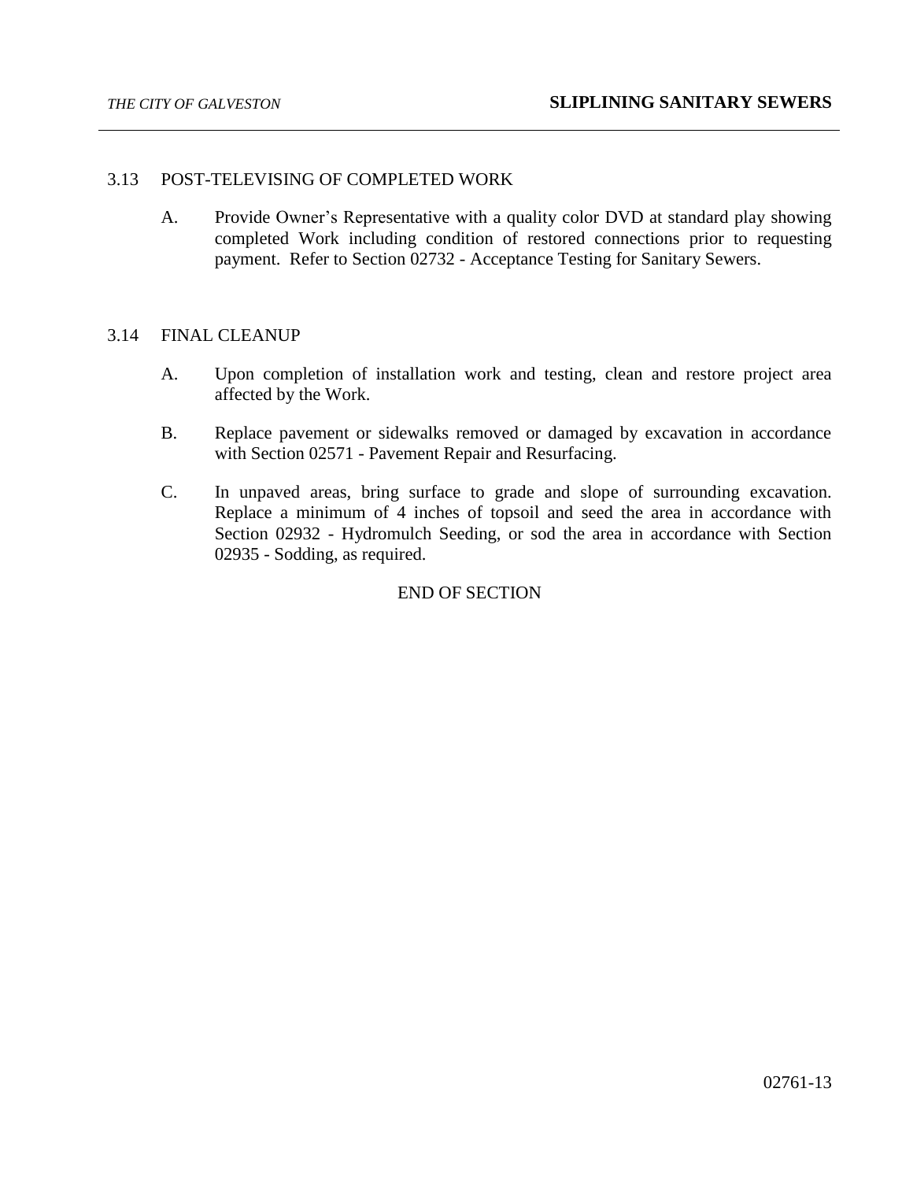## 3.13 POST-TELEVISING OF COMPLETED WORK

A. Provide Owner's Representative with a quality color DVD at standard play showing completed Work including condition of restored connections prior to requesting payment. Refer to Section 02732 - Acceptance Testing for Sanitary Sewers.

## 3.14 FINAL CLEANUP

A. Upon completion of installation work and testing, clean and restore project area affected by the Work.

B. Replace pavement or sidewalks removed or damaged by excavation in accordance with Section 02571 - Pavement Repair and Resurfacing.

C. In unpaved areas, bring surface to grade and slope of surrounding excavation. Replace a minimum of 4 inches of topsoil and seed the area in accordance with Section 02932 - Hydromulch Seeding, or sod the area in accordance with Section 02935 - Sodding, as required.

END OF SECTION